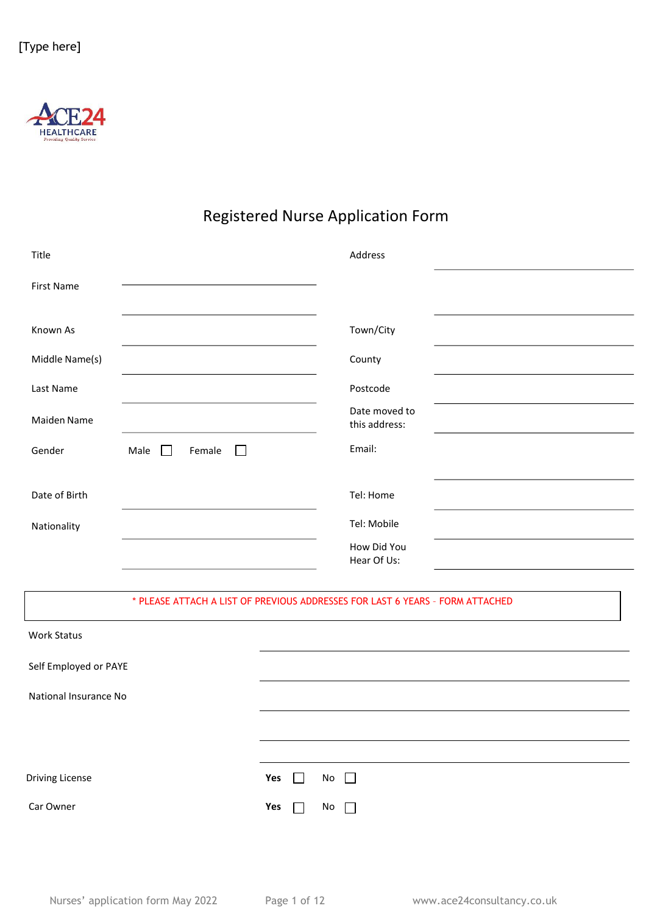[Type here]

ACE24 HEALTHCARE
Providing Quality Service

# Registered Nurse Application Form

| | | | |
|---|---|---|---|
| Title | | Address | |
| First Name | | | |
| | | | |
| Known As | | Town/City | |
| Middle Name(s) | | County | |
| Last Name | | Postcode | |
| Maiden Name | | Date moved to this address: | |
| Gender | Male ☐ Female ☐ | Email: | |
| Date of Birth | | Tel: Home | |
| Nationality | | Tel: Mobile | |
| | | How Did You Hear Of Us: | |

* PLEASE ATTACH A LIST OF PREVIOUS ADDRESSES FOR LAST 6 YEARS – FORM ATTACHED

| | |
|---|---|
| Work Status | |
| Self Employed or PAYE | |
| National Insurance No | |
| | |
| | |
| Driving License | **Yes** ☐ No ☐ |
| Car Owner | **Yes** ☐ No ☐ |

Nurses' application form May 2022 www.ace24consultancy.co.uk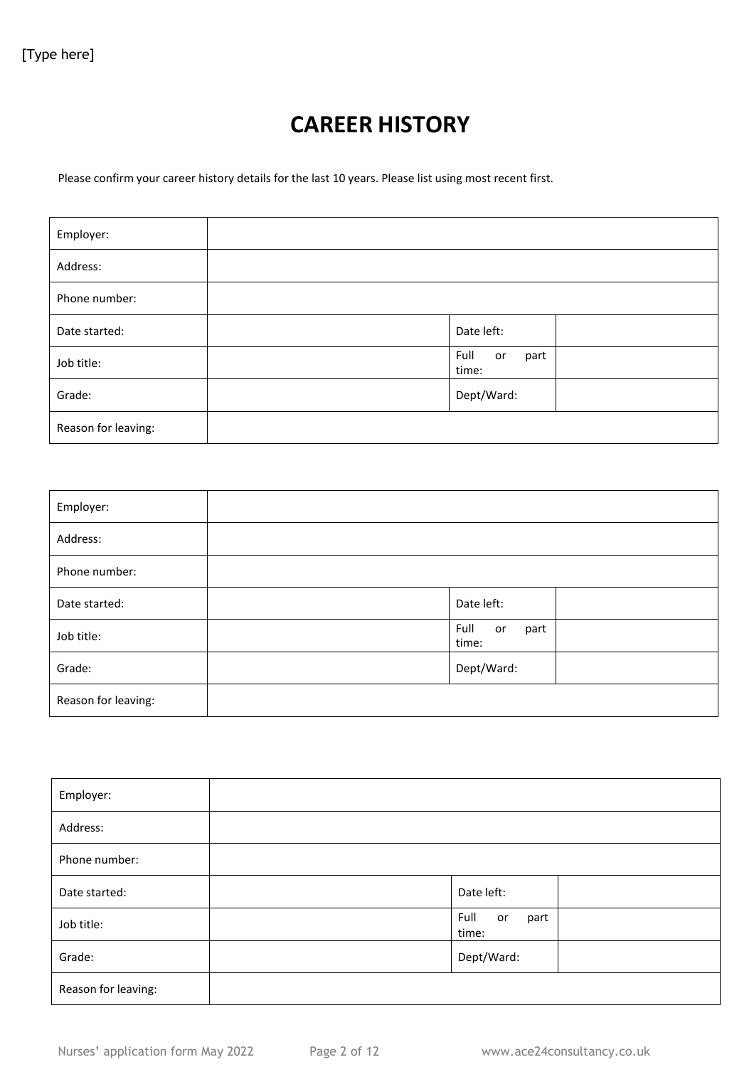[Type here]

# CAREER HISTORY

Please confirm your career history details for the last 10 years. Please list using most recent first.

| Employer: | | | |
|---|---|---|---|
| Address: | | | |
| Phone number: | | | |
| Date started: | | Date left: | |
| Job title: | | Full or part time: | |
| Grade: | | Dept/Ward: | |
| Reason for leaving: | | | |

| Employer: | | | |
|---|---|---|---|
| Address: | | | |
| Phone number: | | | |
| Date started: | | Date left: | |
| Job title: | | Full or part time: | |
| Grade: | | Dept/Ward: | |
| Reason for leaving: | | | |

| Employer: | | | |
|---|---|---|---|
| Address: | | | |
| Phone number: | | | |
| Date started: | | Date left: | |
| Job title: | | Full or part time: | |
| Grade: | | Dept/Ward: | |
| Reason for leaving: | | | |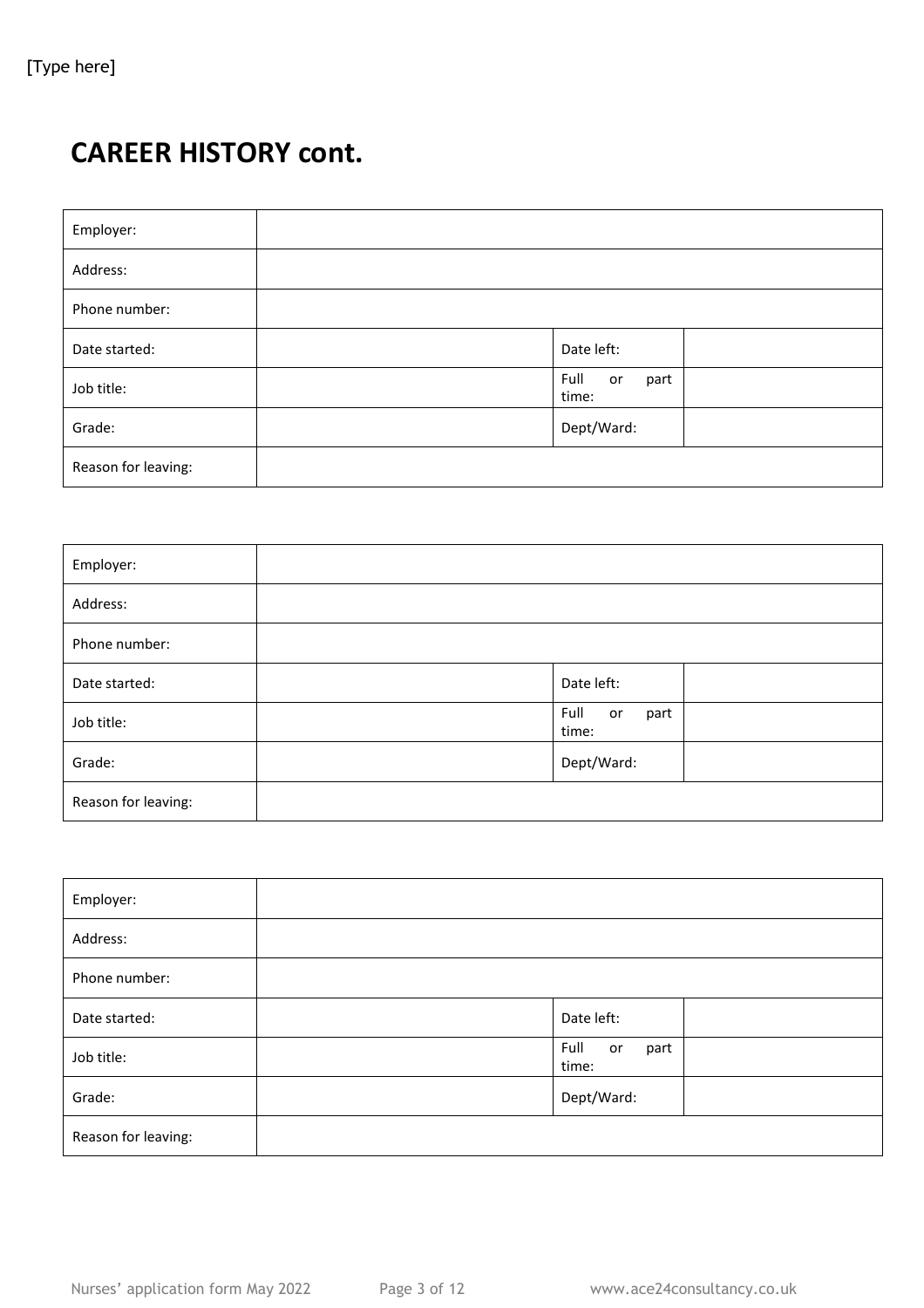## CAREER HISTORY cont.

| Employer: | | | |
|---|---|---|---|
| Address: | | | |
| Phone number: | | | |
| Date started: | | Date left: | |
| Job title: | | Full or part time: | |
| Grade: | | Dept/Ward: | |
| Reason for leaving: | | | |

| Employer: | | | |
|---|---|---|---|
| Address: | | | |
| Phone number: | | | |
| Date started: | | Date left: | |
| Job title: | | Full or part time: | |
| Grade: | | Dept/Ward: | |
| Reason for leaving: | | | |

| Employer: | | | |
|---|---|---|---|
| Address: | | | |
| Phone number: | | | |
| Date started: | | Date left: | |
| Job title: | | Full or part time: | |
| Grade: | | Dept/Ward: | |
| Reason for leaving: | | | |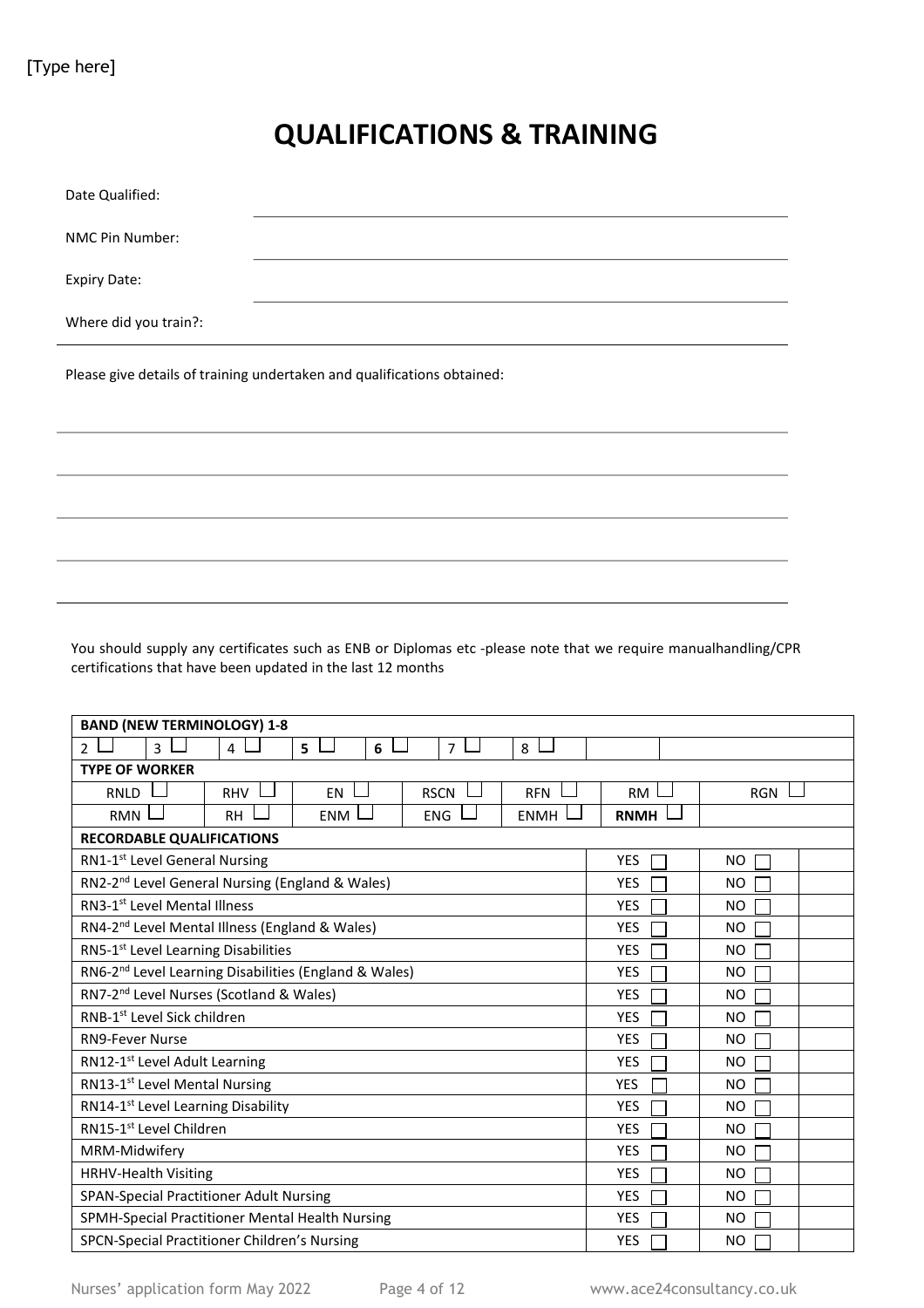[Type here]

# QUALIFICATIONS & TRAINING

Date Qualified: \_\_\_\_\_\_\_\_\_\_\_\_\_\_\_\_\_\_\_\_\_\_\_\_\_\_\_\_\_\_\_\_\_\_\_\_\_\_\_\_

NMC Pin Number: \_\_\_\_\_\_\_\_\_\_\_\_\_\_\_\_\_\_\_\_\_\_\_\_\_\_\_\_\_\_\_\_\_\_\_\_\_\_\_\_

Expiry Date: \_\_\_\_\_\_\_\_\_\_\_\_\_\_\_\_\_\_\_\_\_\_\_\_\_\_\_\_\_\_\_\_\_\_\_\_\_\_\_\_

Where did you train?: \_\_\_\_\_\_\_\_\_\_\_\_\_\_\_\_\_\_\_\_\_\_\_\_\_\_\_\_\_\_\_\_\_\_\_\_\_\_\_\_

Please give details of training undertaken and qualifications obtained:

\_\_\_\_\_\_\_\_\_\_\_\_\_\_\_\_\_\_\_\_\_\_\_\_\_\_\_\_\_\_\_\_\_\_\_\_\_\_\_\_\_\_\_\_\_\_\_\_\_\_\_\_\_\_\_\_\_\_\_\_

\_\_\_\_\_\_\_\_\_\_\_\_\_\_\_\_\_\_\_\_\_\_\_\_\_\_\_\_\_\_\_\_\_\_\_\_\_\_\_\_\_\_\_\_\_\_\_\_\_\_\_\_\_\_\_\_\_\_\_\_

\_\_\_\_\_\_\_\_\_\_\_\_\_\_\_\_\_\_\_\_\_\_\_\_\_\_\_\_\_\_\_\_\_\_\_\_\_\_\_\_\_\_\_\_\_\_\_\_\_\_\_\_\_\_\_\_\_\_\_\_

\_\_\_\_\_\_\_\_\_\_\_\_\_\_\_\_\_\_\_\_\_\_\_\_\_\_\_\_\_\_\_\_\_\_\_\_\_\_\_\_\_\_\_\_\_\_\_\_\_\_\_\_\_\_\_\_\_\_\_\_

\_\_\_\_\_\_\_\_\_\_\_\_\_\_\_\_\_\_\_\_\_\_\_\_\_\_\_\_\_\_\_\_\_\_\_\_\_\_\_\_\_\_\_\_\_\_\_\_\_\_\_\_\_\_\_\_\_\_\_\_

You should supply any certificates such as ENB or Diplomas etc -please note that we require manualhandling/CPR certifications that have been updated in the last 12 months

| **BAND (NEW TERMINOLOGY) 1-8** | | | | | | | |
|---|---|---|---|---|---|---|---|
| 2 ☐ | 3 ☐ | 4 ☐ | **5** ☐ | **6** ☐ | 7 ☐ | 8 ☐ | |
| **TYPE OF WORKER** | | | | | | | |
| RNLD ☐ | RHV ☐ | EN ☐ | RSCN ☐ | RFN ☐ | RM ☐ | RGN ☐ | |
| RMN ☐ | RH ☐ | ENM ☐ | ENG ☐ | ENMH ☐ | **RNMH** ☐ | | |
| **RECORDABLE QUALIFICATIONS** | | | | | | | |
| RN1-1st Level General Nursing | | | | | YES ☐ | NO ☐ | |
| RN2-2nd Level General Nursing (England & Wales) | | | | | YES ☐ | NO ☐ | |
| RN3-1st Level Mental Illness | | | | | YES ☐ | NO ☐ | |
| RN4-2nd Level Mental Illness (England & Wales) | | | | | YES ☐ | NO ☐ | |
| RN5-1st Level Learning Disabilities | | | | | YES ☐ | NO ☐ | |
| RN6-2nd Level Learning Disabilities (England & Wales) | | | | | YES ☐ | NO ☐ | |
| RN7-2nd Level Nurses (Scotland & Wales) | | | | | YES ☐ | NO ☐ | |
| RNB-1st Level Sick children | | | | | YES ☐ | NO ☐ | |
| RN9-Fever Nurse | | | | | YES ☐ | NO ☐ | |
| RN12-1st Level Adult Learning | | | | | YES ☐ | NO ☐ | |
| RN13-1st Level Mental Nursing | | | | | YES ☐ | NO ☐ | |
| RN14-1st Level Learning Disability | | | | | YES ☐ | NO ☐ | |
| RN15-1st Level Children | | | | | YES ☐ | NO ☐ | |
| MRM-Midwifery | | | | | YES ☐ | NO ☐ | |
| HRHV-Health Visiting | | | | | YES ☐ | NO ☐ | |
| SPAN-Special Practitioner Adult Nursing | | | | | YES ☐ | NO ☐ | |
| SPMH-Special Practitioner Mental Health Nursing | | | | | YES ☐ | NO ☐ | |
| SPCN-Special Practitioner Children's Nursing | | | | | YES ☐ | NO ☐ | |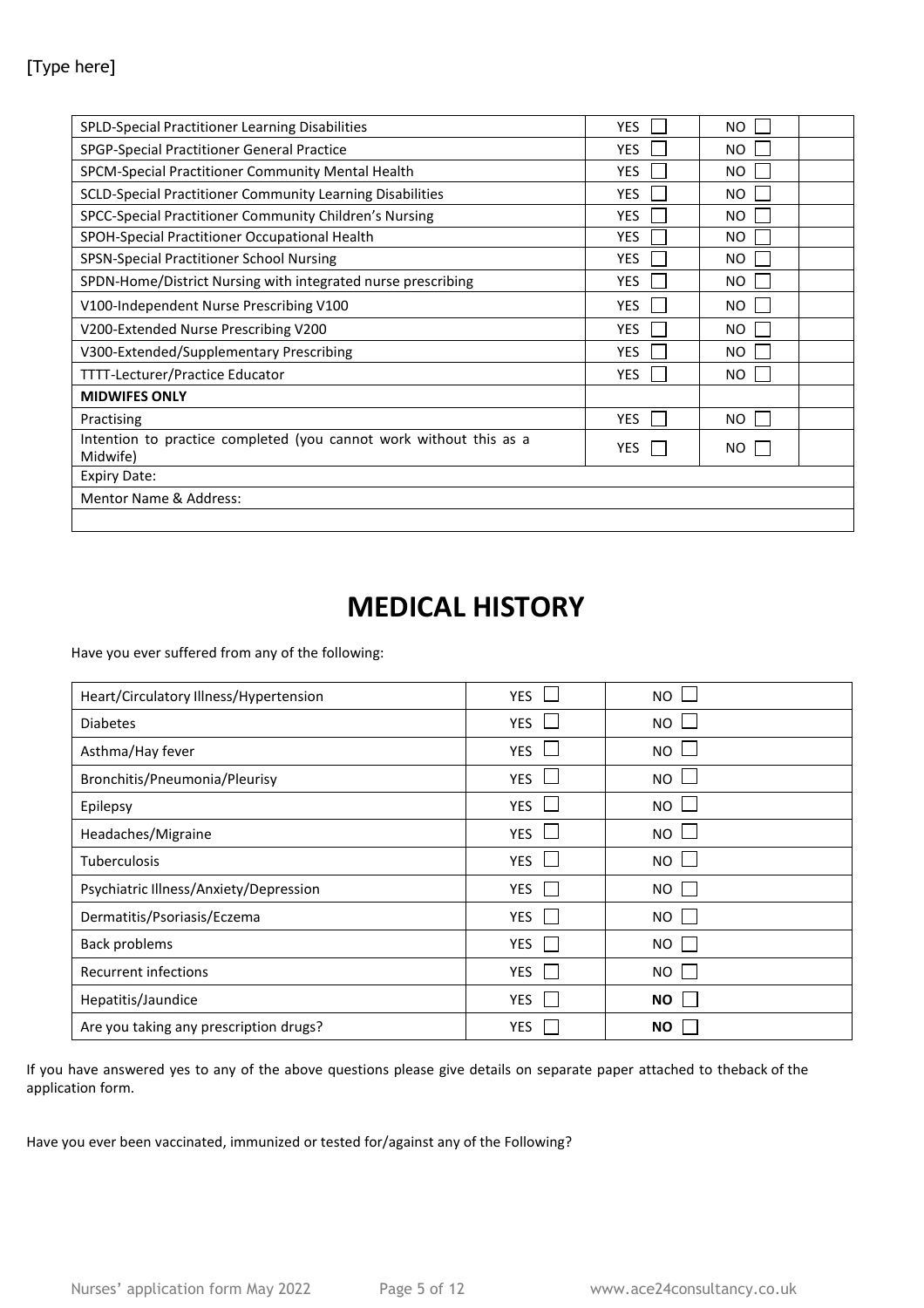| | | | |
|---|---|---|---|
| SPLD-Special Practitioner Learning Disabilities | YES ☐ | NO ☐ | |
| SPGP-Special Practitioner General Practice | YES ☐ | NO ☐ | |
| SPCM-Special Practitioner Community Mental Health | YES ☐ | NO ☐ | |
| SCLD-Special Practitioner Community Learning Disabilities | YES ☐ | NO ☐ | |
| SPCC-Special Practitioner Community Children's Nursing | YES ☐ | NO ☐ | |
| SPOH-Special Practitioner Occupational Health | YES ☐ | NO ☐ | |
| SPSN-Special Practitioner School Nursing | YES ☐ | NO ☐ | |
| SPDN-Home/District Nursing with integrated nurse prescribing | YES ☐ | NO ☐ | |
| V100-Independent Nurse Prescribing V100 | YES ☐ | NO ☐ | |
| V200-Extended Nurse Prescribing V200 | YES ☐ | NO ☐ | |
| V300-Extended/Supplementary Prescribing | YES ☐ | NO ☐ | |
| TTTT-Lecturer/Practice Educator | YES ☐ | NO ☐ | |
| **MIDWIFES ONLY** | | | |
| Practising | YES ☐ | NO ☐ | |
| Intention to practice completed (you cannot work without this as a Midwife) | YES ☐ | NO ☐ | |
| Expiry Date: | | | |
| Mentor Name & Address: | | | |
| | | | |

# MEDICAL HISTORY

Have you ever suffered from any of the following:

| | | |
|---|---|---|
| Heart/Circulatory Illness/Hypertension | YES ☐ | NO ☐ |
| Diabetes | YES ☐ | NO ☐ |
| Asthma/Hay fever | YES ☐ | NO ☐ |
| Bronchitis/Pneumonia/Pleurisy | YES ☐ | NO ☐ |
| Epilepsy | YES ☐ | NO ☐ |
| Headaches/Migraine | YES ☐ | NO ☐ |
| Tuberculosis | YES ☐ | NO ☐ |
| Psychiatric Illness/Anxiety/Depression | YES ☐ | NO ☐ |
| Dermatitis/Psoriasis/Eczema | YES ☐ | NO ☐ |
| Back problems | YES ☐ | NO ☐ |
| Recurrent infections | YES ☐ | NO ☐ |
| Hepatitis/Jaundice | YES ☐ | **NO** ☐ |
| Are you taking any prescription drugs? | YES ☐ | **NO** ☐ |

If you have answered yes to any of the above questions please give details on separate paper attached to theback of the application form.

Have you ever been vaccinated, immunized or tested for/against any of the Following?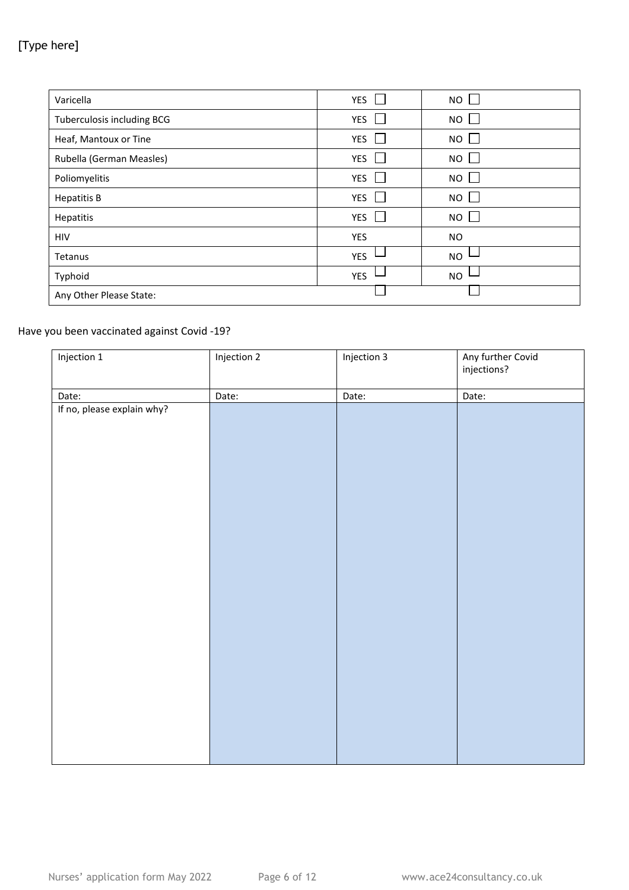| Varicella | YES ☐ | NO ☐ |
| --- | --- | --- |
| Tuberculosis including BCG | YES ☐ | NO ☐ |
| Heaf, Mantoux or Tine | YES ☐ | NO ☐ |
| Rubella (German Measles) | YES ☐ | NO ☐ |
| Poliomyelitis | YES ☐ | NO ☐ |
| Hepatitis B | YES ☐ | NO ☐ |
| Hepatitis | YES ☐ | NO ☐ |
| HIV | YES | NO |
| Tetanus | YES ☐ | NO ☐ |
| Typhoid | YES ☐ | NO ☐ |
| Any Other Please State: | ☐ | ☐ |

Have you been vaccinated against Covid -19?

| Injection 1 | Injection 2 | Injection 3 | Any further Covid injections? |
| --- | --- | --- | --- |
| Date: | Date: | Date: | Date: |
| If no, please explain why? | | | |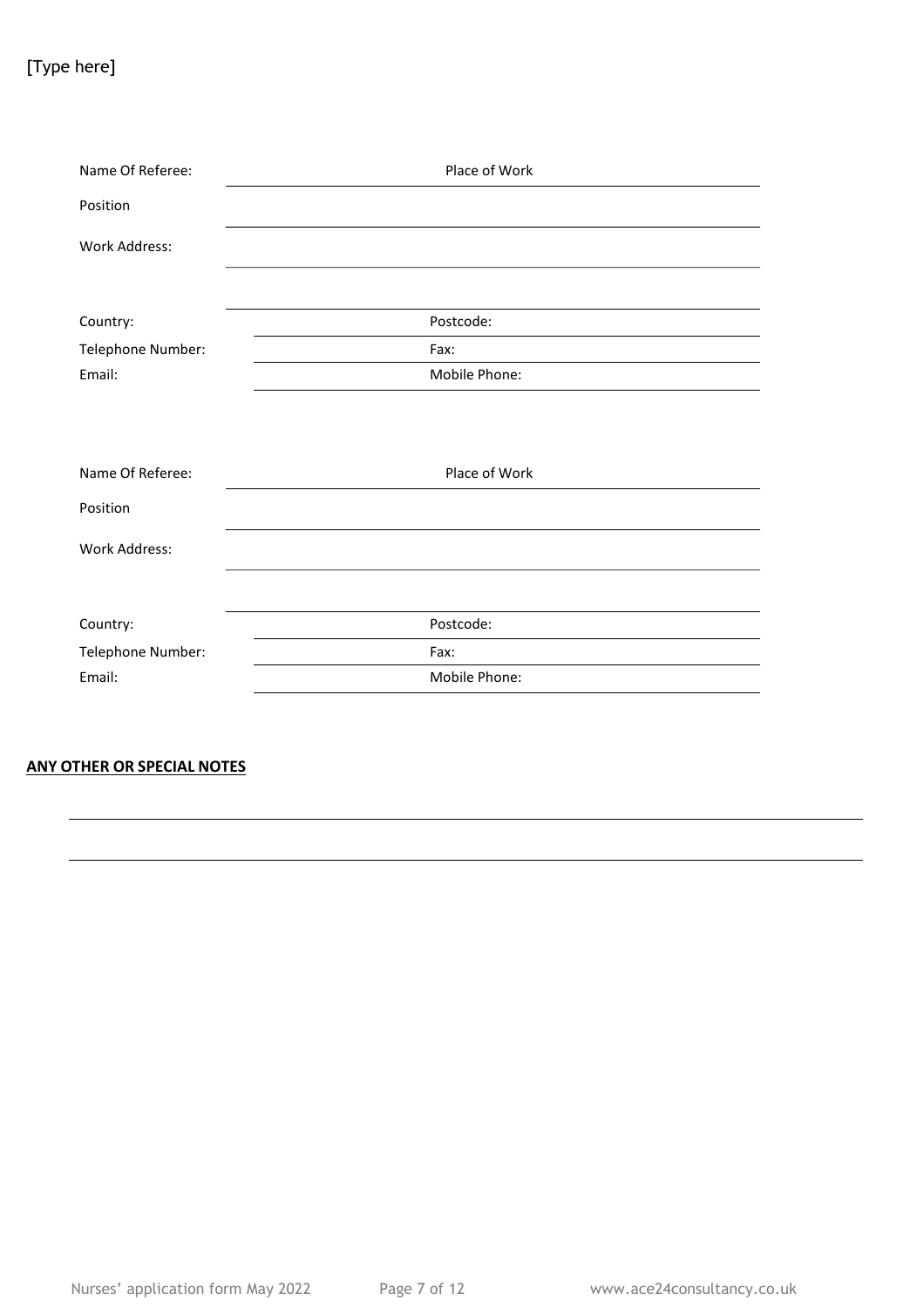[Type here]

Name Of Referee: Place of Work

Position

Work Address:

Country: Postcode:

Telephone Number: Fax:

Email: Mobile Phone:

Name Of Referee: Place of Work

Position

Work Address:

Country: Postcode:

Telephone Number: Fax:

Email: Mobile Phone:

**ANY OTHER OR SPECIAL NOTES**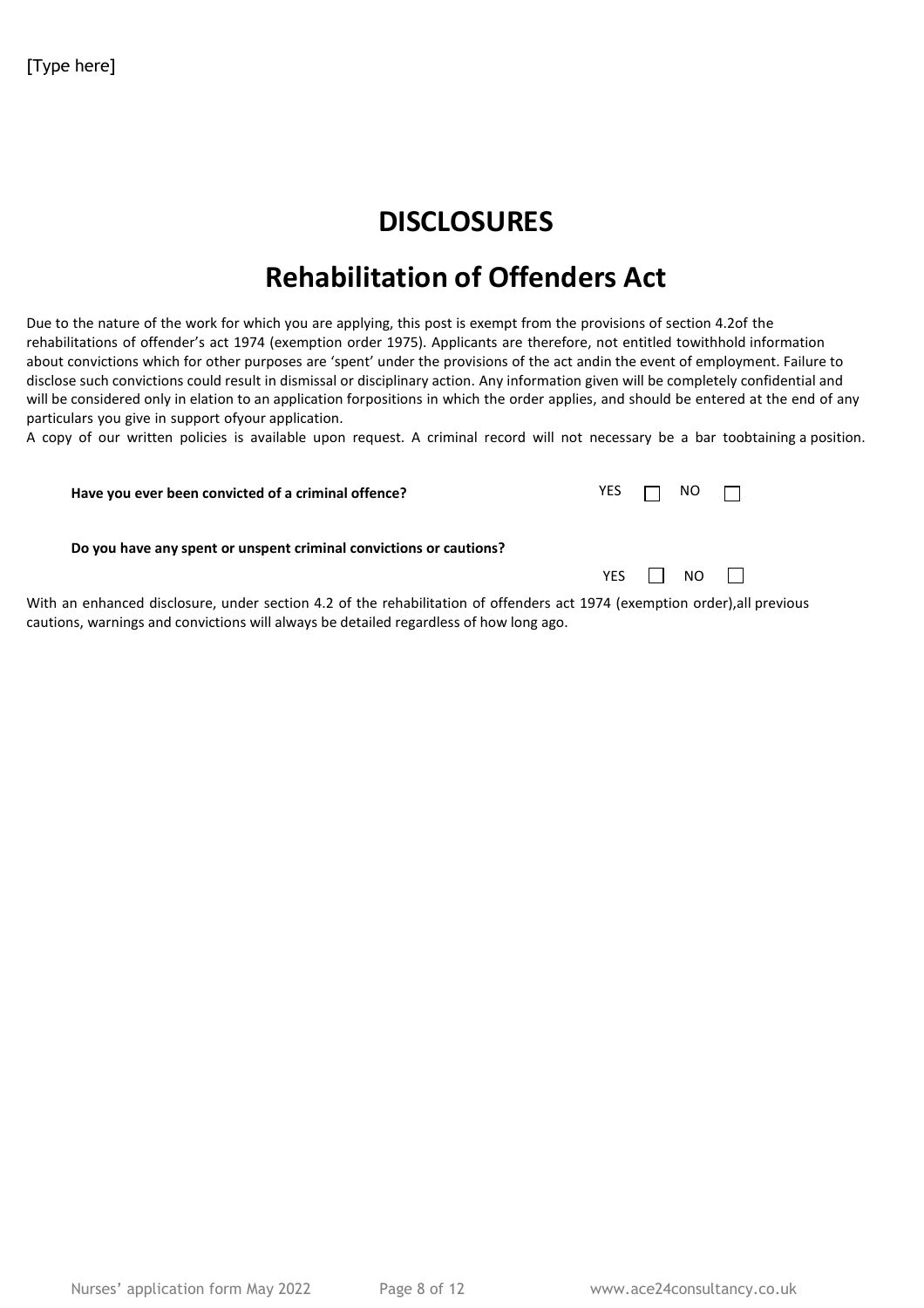# DISCLOSURES

# Rehabilitation of Offenders Act

Due to the nature of the work for which you are applying, this post is exempt from the provisions of section 4.2of the rehabilitations of offender's act 1974 (exemption order 1975). Applicants are therefore, not entitled towithhold information about convictions which for other purposes are 'spent' under the provisions of the act andin the event of employment. Failure to disclose such convictions could result in dismissal or disciplinary action. Any information given will be completely confidential and will be considered only in elation to an application forpositions in which the order applies, and should be entered at the end of any particulars you give in support ofyour application.

A copy of our written policies is available upon request. A criminal record will not necessary be a bar toobtaining a position.

**Have you ever been convicted of a criminal offence?** YES ☐ NO ☐

**Do you have any spent or unspent criminal convictions or cautions?** YES ☐ NO ☐

With an enhanced disclosure, under section 4.2 of the rehabilitation of offenders act 1974 (exemption order),all previous cautions, warnings and convictions will always be detailed regardless of how long ago.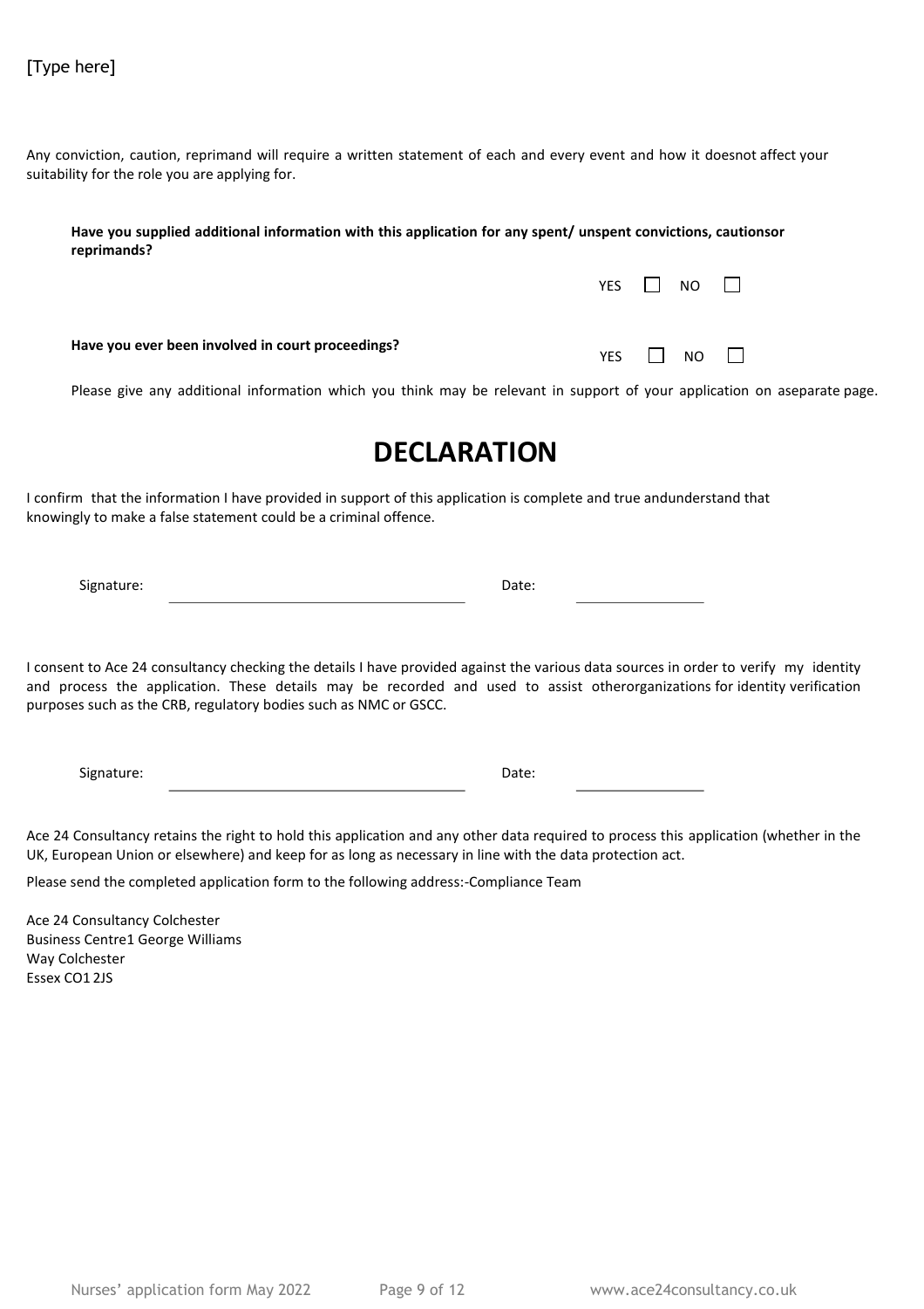[Type here]

Any conviction, caution, reprimand will require a written statement of each and every event and how it doesnot affect your suitability for the role you are applying for.

**Have you supplied additional information with this application for any spent/ unspent convictions, cautionsor reprimands?**

YES ☐ NO ☐

**Have you ever been involved in court proceedings?**

YES ☐ NO ☐

Please give any additional information which you think may be relevant in support of your application on aseparate page.

# DECLARATION

I confirm that the information I have provided in support of this application is complete and true andunderstand that knowingly to make a false statement could be a criminal offence.

Signature: ______________________________ Date: ______________

I consent to Ace 24 consultancy checking the details I have provided against the various data sources in order to verify my identity and process the application. These details may be recorded and used to assist otherorganizations for identity verification purposes such as the CRB, regulatory bodies such as NMC or GSCC.

Signature: ______________________________ Date: ______________

Ace 24 Consultancy retains the right to hold this application and any other data required to process this application (whether in the UK, European Union or elsewhere) and keep for as long as necessary in line with the data protection act.

Please send the completed application form to the following address:-Compliance Team

Ace 24 Consultancy Colchester
Business Centre1 George Williams
Way Colchester
Essex CO1 2JS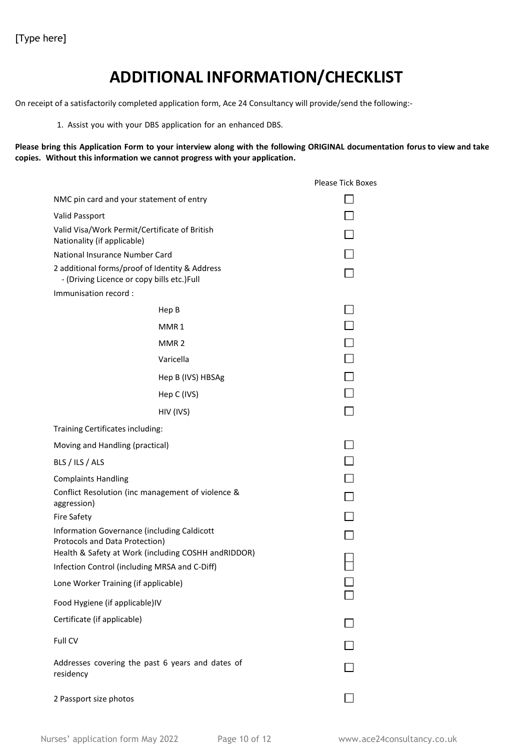[Type here]

# ADDITIONAL INFORMATION/CHECKLIST

On receipt of a satisfactorily completed application form, Ace 24 Consultancy will provide/send the following:-

1. Assist you with your DBS application for an enhanced DBS.

**Please bring this Application Form to your interview along with the following ORIGINAL documentation forus to view and take copies. Without this information we cannot progress with your application.**

| | Please Tick Boxes |
|---|---|
| NMC pin card and your statement of entry | ☐ |
| Valid Passport | ☐ |
| Valid Visa/Work Permit/Certificate of British Nationality (if applicable) | ☐ |
| National Insurance Number Card | ☐ |
| 2 additional forms/proof of Identity & Address - (Driving Licence or copy bills etc.)Full | ☐ |
| Immunisation record : | |
| Hep B | ☐ |
| MMR 1 | ☐ |
| MMR 2 | ☐ |
| Varicella | ☐ |
| Hep B (IVS) HBSAg | ☐ |
| Hep C (IVS) | ☐ |
| HIV (IVS) | ☐ |
| Training Certificates including: | |
| Moving and Handling (practical) | ☐ |
| BLS / ILS / ALS | ☐ |
| Complaints Handling | ☐ |
| Conflict Resolution (inc management of violence & aggression) | ☐ |
| Fire Safety | ☐ |
| Information Governance (including Caldicott Protocols and Data Protection) | ☐ |
| Health & Safety at Work (including COSHH andRIDDOR) | ☐ |
| Infection Control (including MRSA and C-Diff) | ☐ |
| Lone Worker Training (if applicable) | ☐ |
| Food Hygiene (if applicable)IV | ☐ |
| Certificate (if applicable) | ☐ |
| Full CV | ☐ |
| Addresses covering the past 6 years and dates of residency | ☐ |
| 2 Passport size photos | ☐ |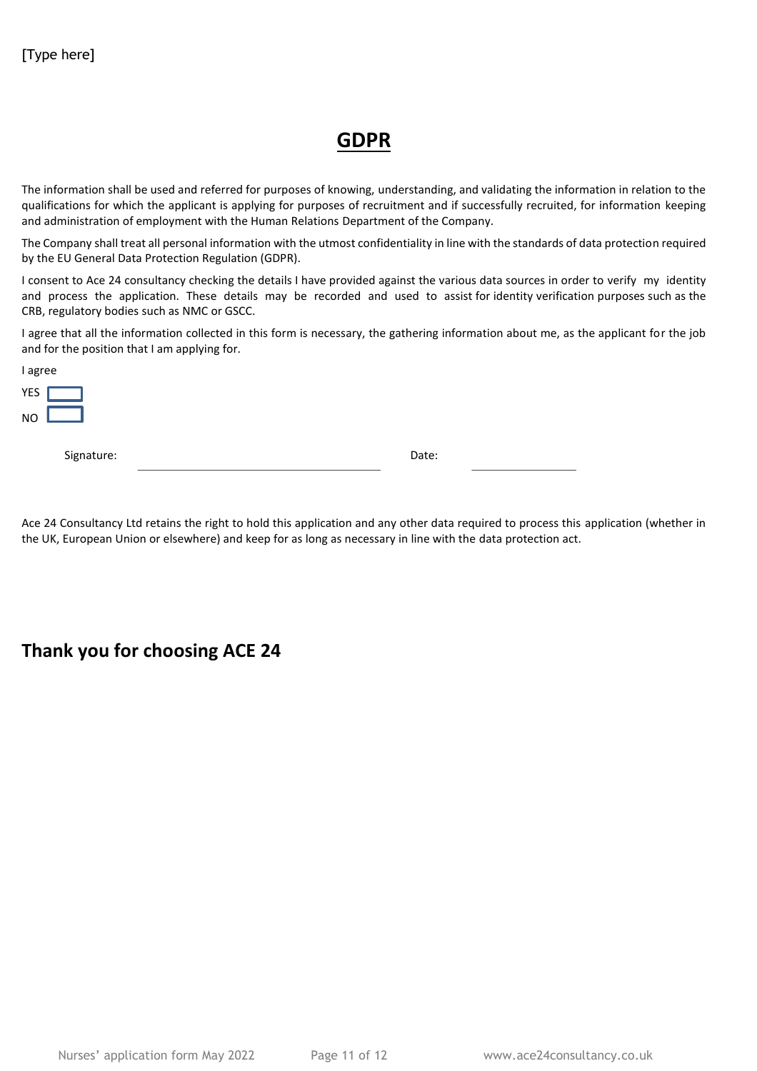# GDPR

The information shall be used and referred for purposes of knowing, understanding, and validating the information in relation to the qualifications for which the applicant is applying for purposes of recruitment and if successfully recruited, for information keeping and administration of employment with the Human Relations Department of the Company.

The Company shall treat all personal information with the utmost confidentiality in line with the standards of data protection required by the EU General Data Protection Regulation (GDPR).

I consent to Ace 24 consultancy checking the details I have provided against the various data sources in order to verify my identity and process the application. These details may be recorded and used to assist for identity verification purposes such as the CRB, regulatory bodies such as NMC or GSCC.

I agree that all the information collected in this form is necessary, the gathering information about me, as the applicant for the job and for the position that I am applying for.

I agree

YES ☐

NO ☐

Signature: ____________________ Date: __________

Ace 24 Consultancy Ltd retains the right to hold this application and any other data required to process this application (whether in the UK, European Union or elsewhere) and keep for as long as necessary in line with the data protection act.

## Thank you for choosing ACE 24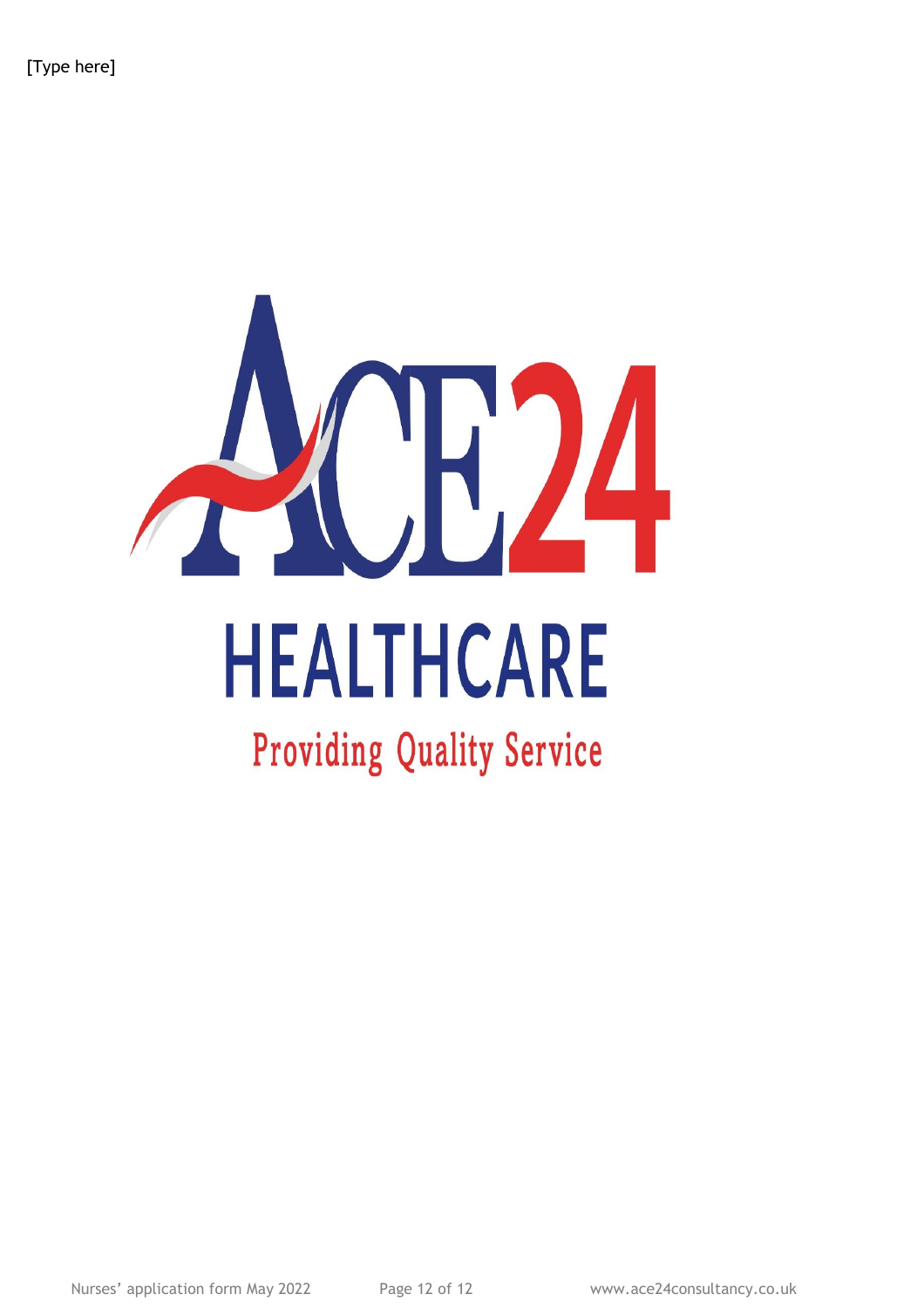[Type here]

ACE24

HEALTHCARE

Providing Quality Service